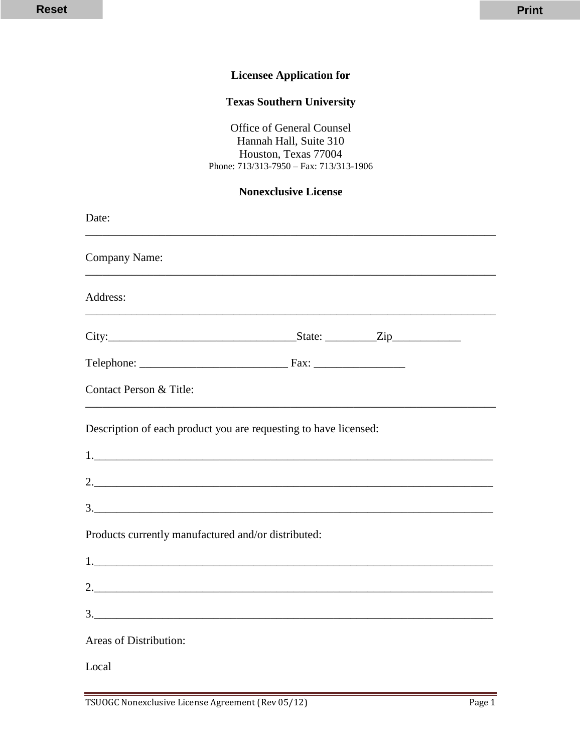**Licensee Application for**

**Texas Southern University**

Office of General Counsel
Hannah Hall, Suite 310
Houston, Texas 77004
Phone: 713/313-7950 – Fax: 713/313-1906

**Nonexclusive License**

Date: ___________________________________________________________________________

Company Name: ___________________________________________________________________________

Address: ___________________________________________________________________________

City:_________________________________State: _________Zip____________

Telephone: __________________________ Fax: ________________

Contact Person & Title: ___________________________________________________________________________

Description of each product you are requesting to have licensed:

1.___________________________________________________________________________

2.___________________________________________________________________________

3.___________________________________________________________________________

Products currently manufactured and/or distributed:

1.___________________________________________________________________________

2.___________________________________________________________________________

3.___________________________________________________________________________

Areas of Distribution:

Local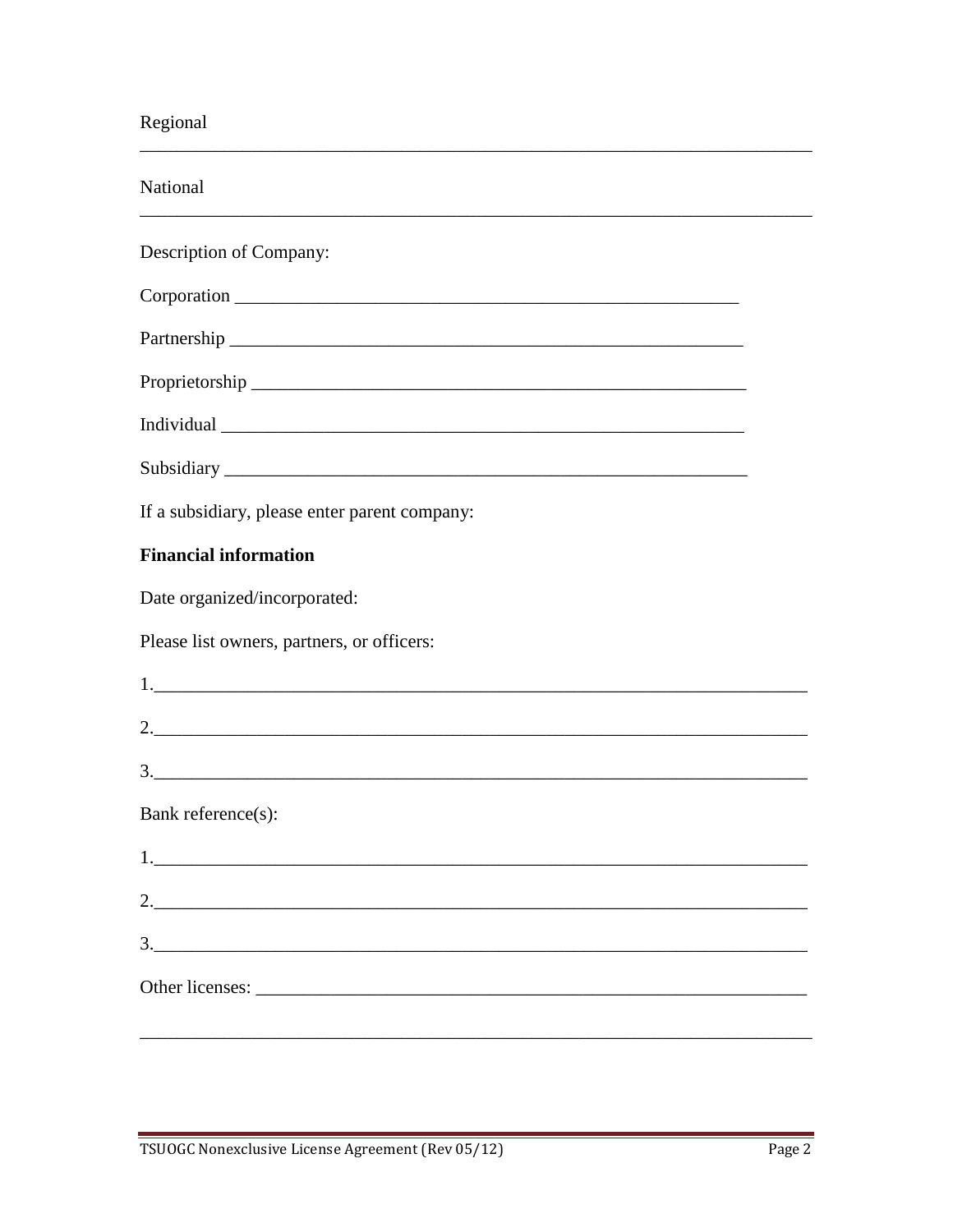Regional

_______________________________________________________________________

National

_______________________________________________________________________

Description of Company:

Corporation _____________________________________________________

Partnership _____________________________________________________

Proprietorship ___________________________________________________

Individual _______________________________________________________

Subsidiary _______________________________________________________

If a subsidiary, please enter parent company:

**Financial information**

Date organized/incorporated:

Please list owners, partners, or officers:

1.______________________________________________________________________

2.______________________________________________________________________

3.______________________________________________________________________

Bank reference(s):

1.______________________________________________________________________

2.______________________________________________________________________

3.______________________________________________________________________

Other licenses: __________________________________________________________

_______________________________________________________________________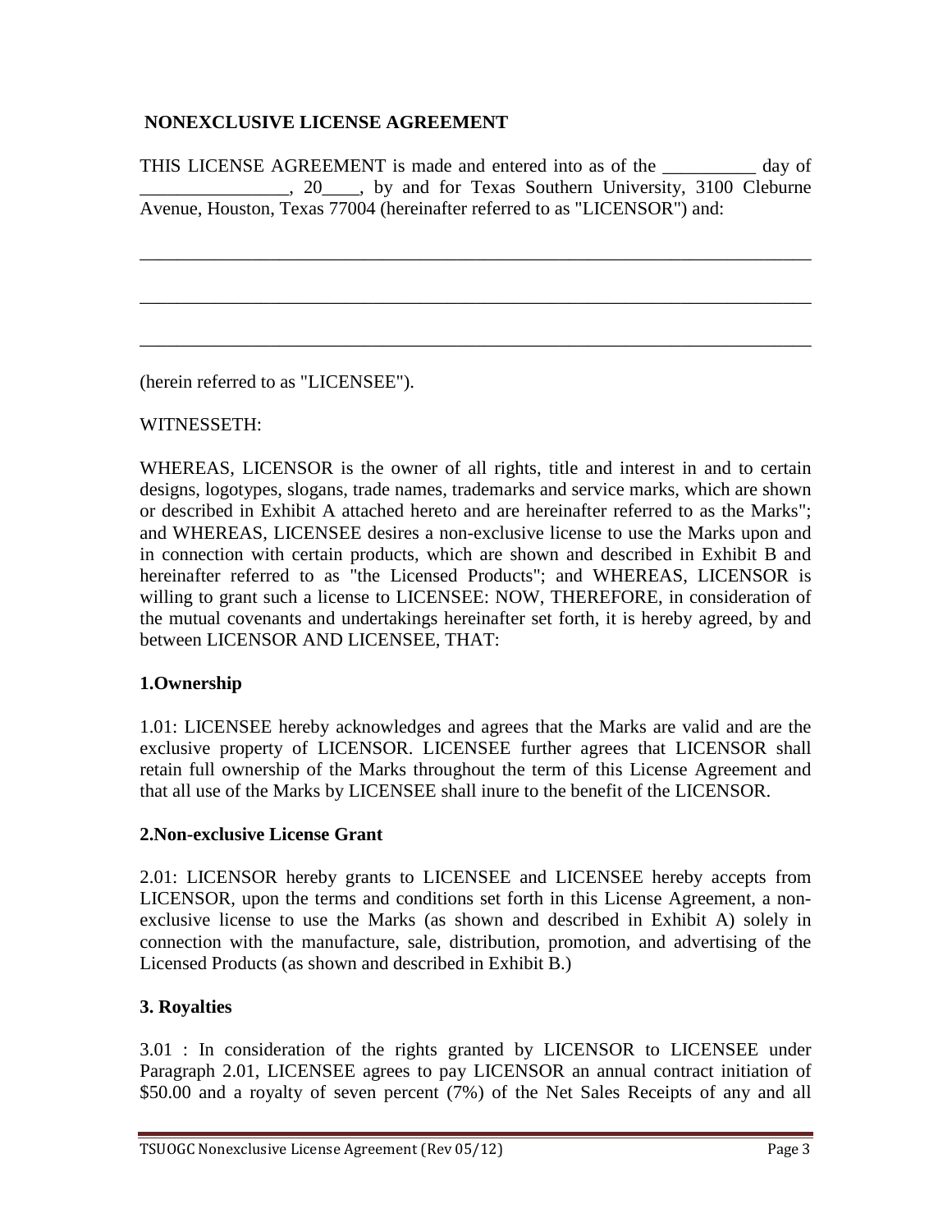## NONEXCLUSIVE LICENSE AGREEMENT

THIS LICENSE AGREEMENT is made and entered into as of the __________ day of ________________, 20____, by and for Texas Southern University, 3100 Cleburne Avenue, Houston, Texas 77004 (hereinafter referred to as "LICENSOR") and:

___________________________________________________________________________

___________________________________________________________________________

___________________________________________________________________________

(herein referred to as "LICENSEE").

WITNESSETH:

WHEREAS, LICENSOR is the owner of all rights, title and interest in and to certain designs, logotypes, slogans, trade names, trademarks and service marks, which are shown or described in Exhibit A attached hereto and are hereinafter referred to as the Marks"; and WHEREAS, LICENSEE desires a non-exclusive license to use the Marks upon and in connection with certain products, which are shown and described in Exhibit B and hereinafter referred to as "the Licensed Products"; and WHEREAS, LICENSOR is willing to grant such a license to LICENSEE: NOW, THEREFORE, in consideration of the mutual covenants and undertakings hereinafter set forth, it is hereby agreed, by and between LICENSOR AND LICENSEE, THAT:

### 1.Ownership

1.01: LICENSEE hereby acknowledges and agrees that the Marks are valid and are the exclusive property of LICENSOR. LICENSEE further agrees that LICENSOR shall retain full ownership of the Marks throughout the term of this License Agreement and that all use of the Marks by LICENSEE shall inure to the benefit of the LICENSOR.

### 2.Non-exclusive License Grant

2.01: LICENSOR hereby grants to LICENSEE and LICENSEE hereby accepts from LICENSOR, upon the terms and conditions set forth in this License Agreement, a non-exclusive license to use the Marks (as shown and described in Exhibit A) solely in connection with the manufacture, sale, distribution, promotion, and advertising of the Licensed Products (as shown and described in Exhibit B.)

### 3. Royalties

3.01 : In consideration of the rights granted by LICENSOR to LICENSEE under Paragraph 2.01, LICENSEE agrees to pay LICENSOR an annual contract initiation of $50.00 and a royalty of seven percent (7%) of the Net Sales Receipts of any and all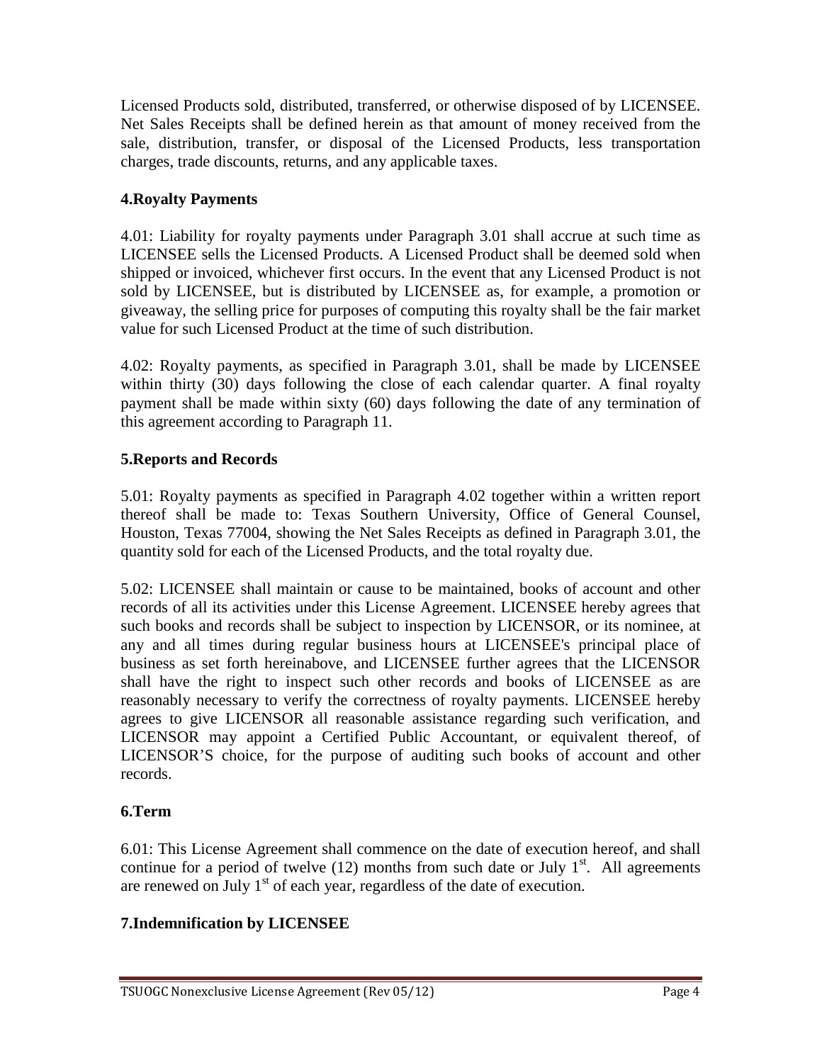Licensed Products sold, distributed, transferred, or otherwise disposed of by LICENSEE. Net Sales Receipts shall be defined herein as that amount of money received from the sale, distribution, transfer, or disposal of the Licensed Products, less transportation charges, trade discounts, returns, and any applicable taxes.

## 4.Royalty Payments

4.01: Liability for royalty payments under Paragraph 3.01 shall accrue at such time as LICENSEE sells the Licensed Products. A Licensed Product shall be deemed sold when shipped or invoiced, whichever first occurs. In the event that any Licensed Product is not sold by LICENSEE, but is distributed by LICENSEE as, for example, a promotion or giveaway, the selling price for purposes of computing this royalty shall be the fair market value for such Licensed Product at the time of such distribution.

4.02: Royalty payments, as specified in Paragraph 3.01, shall be made by LICENSEE within thirty (30) days following the close of each calendar quarter. A final royalty payment shall be made within sixty (60) days following the date of any termination of this agreement according to Paragraph 11.

## 5.Reports and Records

5.01: Royalty payments as specified in Paragraph 4.02 together within a written report thereof shall be made to: Texas Southern University, Office of General Counsel, Houston, Texas 77004, showing the Net Sales Receipts as defined in Paragraph 3.01, the quantity sold for each of the Licensed Products, and the total royalty due.

5.02: LICENSEE shall maintain or cause to be maintained, books of account and other records of all its activities under this License Agreement. LICENSEE hereby agrees that such books and records shall be subject to inspection by LICENSOR, or its nominee, at any and all times during regular business hours at LICENSEE's principal place of business as set forth hereinabove, and LICENSEE further agrees that the LICENSOR shall have the right to inspect such other records and books of LICENSEE as are reasonably necessary to verify the correctness of royalty payments. LICENSEE hereby agrees to give LICENSOR all reasonable assistance regarding such verification, and LICENSOR may appoint a Certified Public Accountant, or equivalent thereof, of LICENSOR'S choice, for the purpose of auditing such books of account and other records.

## 6.Term

6.01: This License Agreement shall commence on the date of execution hereof, and shall continue for a period of twelve (12) months from such date or July 1st. All agreements are renewed on July 1st of each year, regardless of the date of execution.

## 7.Indemnification by LICENSEE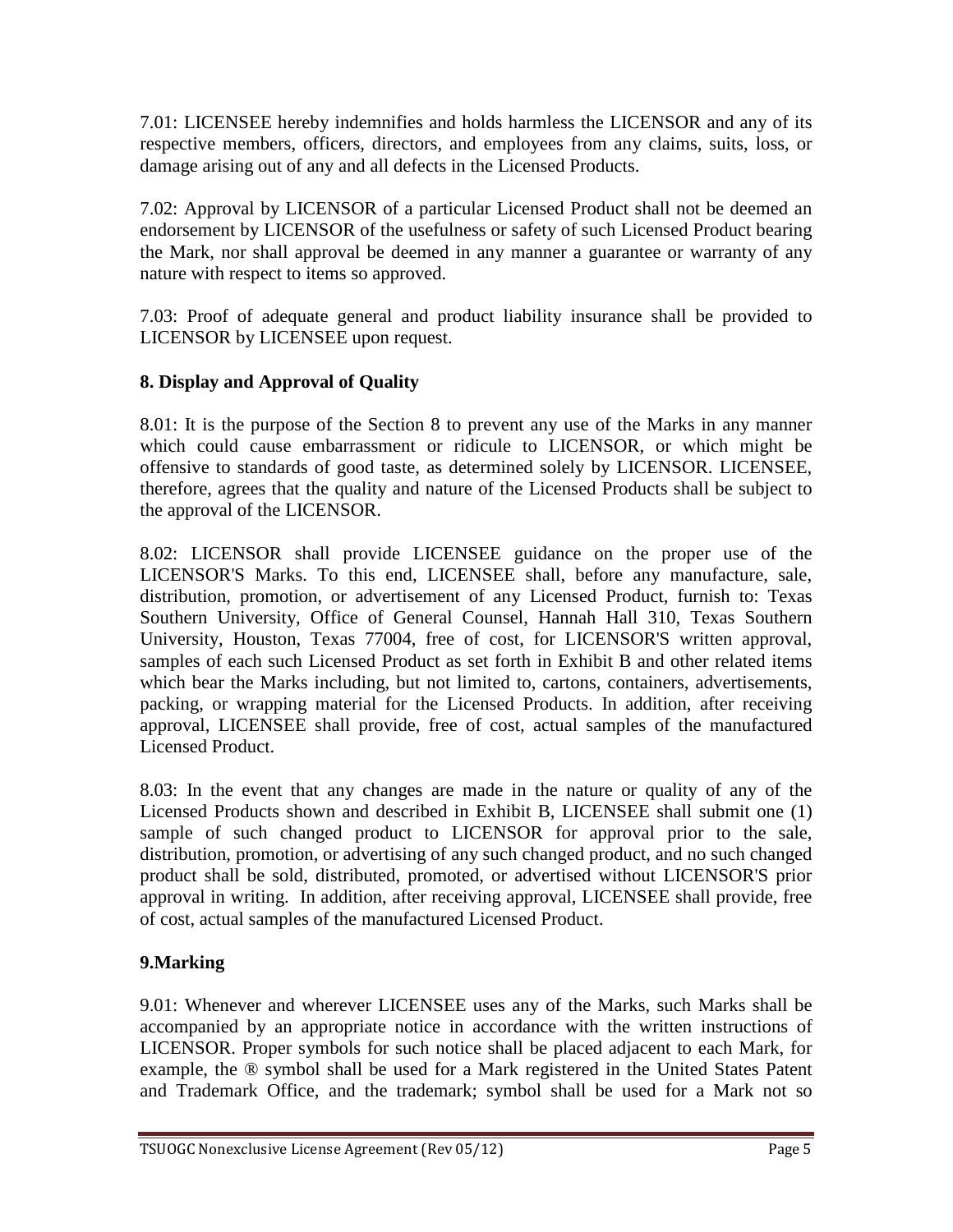7.01: LICENSEE hereby indemnifies and holds harmless the LICENSOR and any of its respective members, officers, directors, and employees from any claims, suits, loss, or damage arising out of any and all defects in the Licensed Products.

7.02: Approval by LICENSOR of a particular Licensed Product shall not be deemed an endorsement by LICENSOR of the usefulness or safety of such Licensed Product bearing the Mark, nor shall approval be deemed in any manner a guarantee or warranty of any nature with respect to items so approved.

7.03: Proof of adequate general and product liability insurance shall be provided to LICENSOR by LICENSEE upon request.

### 8. Display and Approval of Quality

8.01: It is the purpose of the Section 8 to prevent any use of the Marks in any manner which could cause embarrassment or ridicule to LICENSOR, or which might be offensive to standards of good taste, as determined solely by LICENSOR. LICENSEE, therefore, agrees that the quality and nature of the Licensed Products shall be subject to the approval of the LICENSOR.

8.02: LICENSOR shall provide LICENSEE guidance on the proper use of the LICENSOR'S Marks. To this end, LICENSEE shall, before any manufacture, sale, distribution, promotion, or advertisement of any Licensed Product, furnish to: Texas Southern University, Office of General Counsel, Hannah Hall 310, Texas Southern University, Houston, Texas 77004, free of cost, for LICENSOR'S written approval, samples of each such Licensed Product as set forth in Exhibit B and other related items which bear the Marks including, but not limited to, cartons, containers, advertisements, packing, or wrapping material for the Licensed Products. In addition, after receiving approval, LICENSEE shall provide, free of cost, actual samples of the manufactured Licensed Product.

8.03: In the event that any changes are made in the nature or quality of any of the Licensed Products shown and described in Exhibit B, LICENSEE shall submit one (1) sample of such changed product to LICENSOR for approval prior to the sale, distribution, promotion, or advertising of any such changed product, and no such changed product shall be sold, distributed, promoted, or advertised without LICENSOR'S prior approval in writing. In addition, after receiving approval, LICENSEE shall provide, free of cost, actual samples of the manufactured Licensed Product.

### 9.Marking

9.01: Whenever and wherever LICENSEE uses any of the Marks, such Marks shall be accompanied by an appropriate notice in accordance with the written instructions of LICENSOR. Proper symbols for such notice shall be placed adjacent to each Mark, for example, the ® symbol shall be used for a Mark registered in the United States Patent and Trademark Office, and the trademark; symbol shall be used for a Mark not so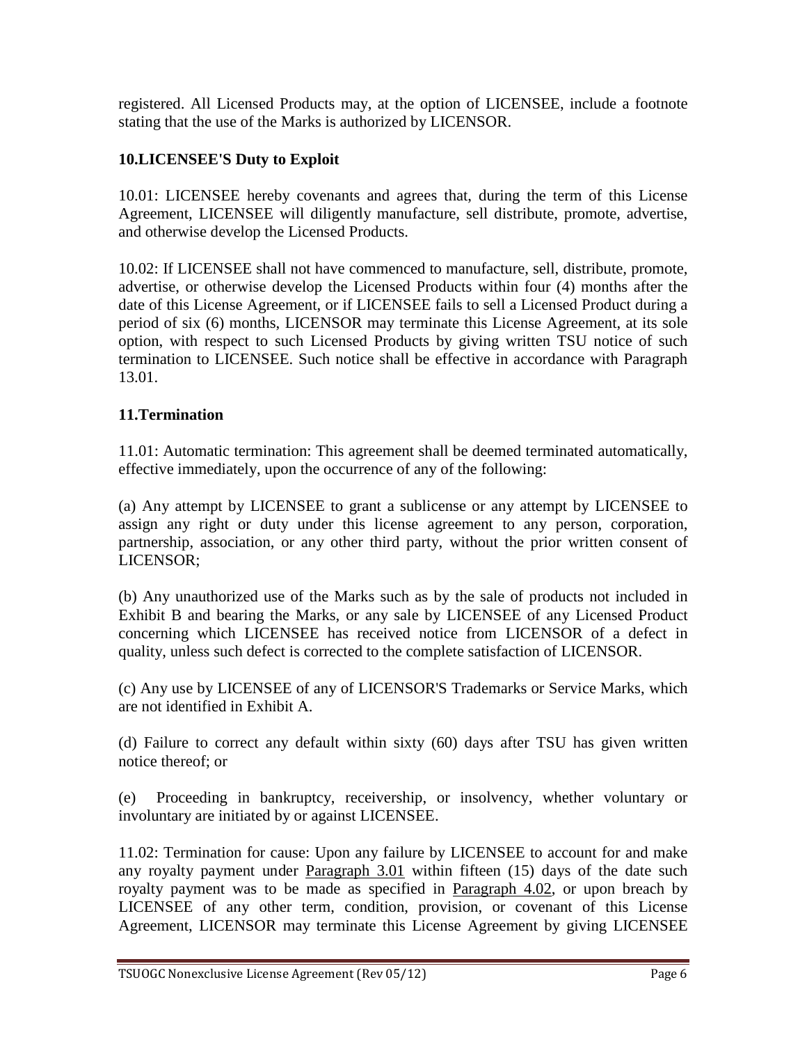registered. All Licensed Products may, at the option of LICENSEE, include a footnote stating that the use of the Marks is authorized by LICENSOR.

## 10.LICENSEE'S Duty to Exploit

10.01: LICENSEE hereby covenants and agrees that, during the term of this License Agreement, LICENSEE will diligently manufacture, sell distribute, promote, advertise, and otherwise develop the Licensed Products.

10.02: If LICENSEE shall not have commenced to manufacture, sell, distribute, promote, advertise, or otherwise develop the Licensed Products within four (4) months after the date of this License Agreement, or if LICENSEE fails to sell a Licensed Product during a period of six (6) months, LICENSOR may terminate this License Agreement, at its sole option, with respect to such Licensed Products by giving written TSU notice of such termination to LICENSEE. Such notice shall be effective in accordance with Paragraph 13.01.

## 11.Termination

11.01: Automatic termination: This agreement shall be deemed terminated automatically, effective immediately, upon the occurrence of any of the following:

(a) Any attempt by LICENSEE to grant a sublicense or any attempt by LICENSEE to assign any right or duty under this license agreement to any person, corporation, partnership, association, or any other third party, without the prior written consent of LICENSOR;

(b) Any unauthorized use of the Marks such as by the sale of products not included in Exhibit B and bearing the Marks, or any sale by LICENSEE of any Licensed Product concerning which LICENSEE has received notice from LICENSOR of a defect in quality, unless such defect is corrected to the complete satisfaction of LICENSOR.

(c) Any use by LICENSEE of any of LICENSOR'S Trademarks or Service Marks, which are not identified in Exhibit A.

(d) Failure to correct any default within sixty (60) days after TSU has given written notice thereof; or

(e) Proceeding in bankruptcy, receivership, or insolvency, whether voluntary or involuntary are initiated by or against LICENSEE.

11.02: Termination for cause: Upon any failure by LICENSEE to account for and make any royalty payment under Paragraph 3.01 within fifteen (15) days of the date such royalty payment was to be made as specified in Paragraph 4.02, or upon breach by LICENSEE of any other term, condition, provision, or covenant of this License Agreement, LICENSOR may terminate this License Agreement by giving LICENSEE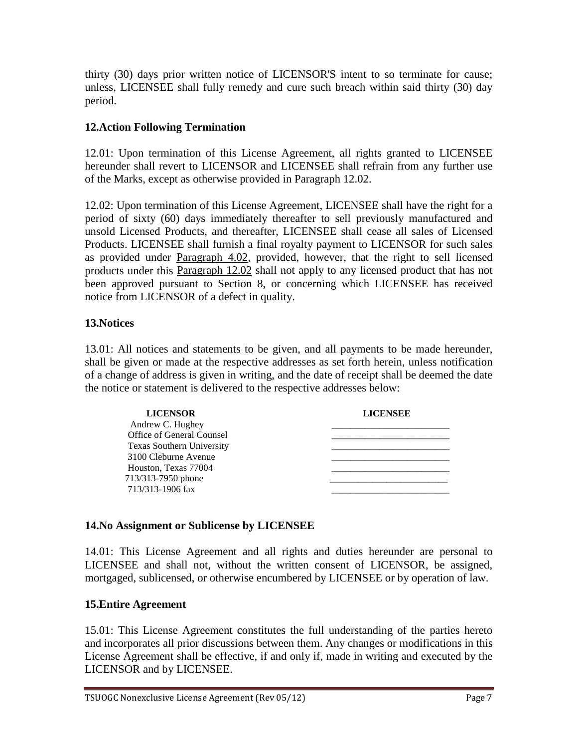thirty (30) days prior written notice of LICENSOR'S intent to so terminate for cause; unless, LICENSEE shall fully remedy and cure such breach within said thirty (30) day period.

## 12.Action Following Termination

12.01: Upon termination of this License Agreement, all rights granted to LICENSEE hereunder shall revert to LICENSOR and LICENSEE shall refrain from any further use of the Marks, except as otherwise provided in Paragraph 12.02.

12.02: Upon termination of this License Agreement, LICENSEE shall have the right for a period of sixty (60) days immediately thereafter to sell previously manufactured and unsold Licensed Products, and thereafter, LICENSEE shall cease all sales of Licensed Products. LICENSEE shall furnish a final royalty payment to LICENSOR for such sales as provided under Paragraph 4.02, provided, however, that the right to sell licensed products under this Paragraph 12.02 shall not apply to any licensed product that has not been approved pursuant to Section 8, or concerning which LICENSEE has received notice from LICENSOR of a defect in quality.

## 13.Notices

13.01: All notices and statements to be given, and all payments to be made hereunder, shall be given or made at the respective addresses as set forth herein, unless notification of a change of address is given in writing, and the date of receipt shall be deemed the date the notice or statement is delivered to the respective addresses below:

| LICENSOR | LICENSEE |
|---|---|
| Andrew C. Hughey | ________________________ |
| Office of General Counsel | ________________________ |
| Texas Southern University | ________________________ |
| 3100 Cleburne Avenue | ________________________ |
| Houston, Texas 77004 | ________________________ |
| 713/313-7950 phone | ________________________ |
| 713/313-1906 fax | ________________________ |

## 14.No Assignment or Sublicense by LICENSEE

14.01: This License Agreement and all rights and duties hereunder are personal to LICENSEE and shall not, without the written consent of LICENSOR, be assigned, mortgaged, sublicensed, or otherwise encumbered by LICENSEE or by operation of law.

## 15.Entire Agreement

15.01: This License Agreement constitutes the full understanding of the parties hereto and incorporates all prior discussions between them. Any changes or modifications in this License Agreement shall be effective, if and only if, made in writing and executed by the LICENSOR and by LICENSEE.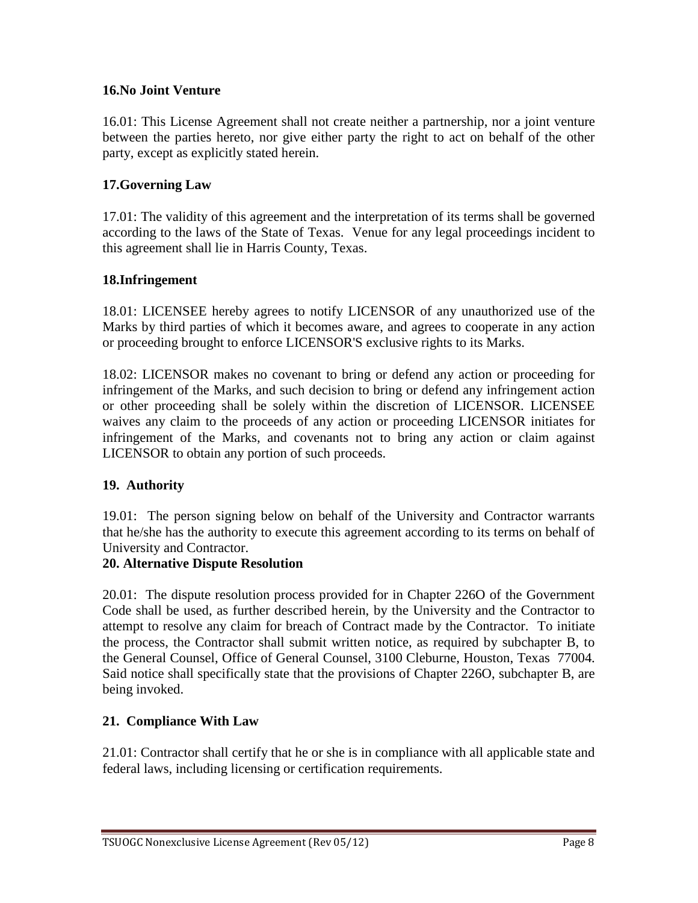## 16.No Joint Venture

16.01: This License Agreement shall not create neither a partnership, nor a joint venture between the parties hereto, nor give either party the right to act on behalf of the other party, except as explicitly stated herein.

## 17.Governing Law

17.01: The validity of this agreement and the interpretation of its terms shall be governed according to the laws of the State of Texas. Venue for any legal proceedings incident to this agreement shall lie in Harris County, Texas.

## 18.Infringement

18.01: LICENSEE hereby agrees to notify LICENSOR of any unauthorized use of the Marks by third parties of which it becomes aware, and agrees to cooperate in any action or proceeding brought to enforce LICENSOR'S exclusive rights to its Marks.

18.02: LICENSOR makes no covenant to bring or defend any action or proceeding for infringement of the Marks, and such decision to bring or defend any infringement action or other proceeding shall be solely within the discretion of LICENSOR. LICENSEE waives any claim to the proceeds of any action or proceeding LICENSOR initiates for infringement of the Marks, and covenants not to bring any action or claim against LICENSOR to obtain any portion of such proceeds.

## 19. Authority

19.01: The person signing below on behalf of the University and Contractor warrants that he/she has the authority to execute this agreement according to its terms on behalf of University and Contractor.

## 20. Alternative Dispute Resolution

20.01: The dispute resolution process provided for in Chapter 226O of the Government Code shall be used, as further described herein, by the University and the Contractor to attempt to resolve any claim for breach of Contract made by the Contractor. To initiate the process, the Contractor shall submit written notice, as required by subchapter B, to the General Counsel, Office of General Counsel, 3100 Cleburne, Houston, Texas 77004. Said notice shall specifically state that the provisions of Chapter 226O, subchapter B, are being invoked.

## 21. Compliance With Law

21.01: Contractor shall certify that he or she is in compliance with all applicable state and federal laws, including licensing or certification requirements.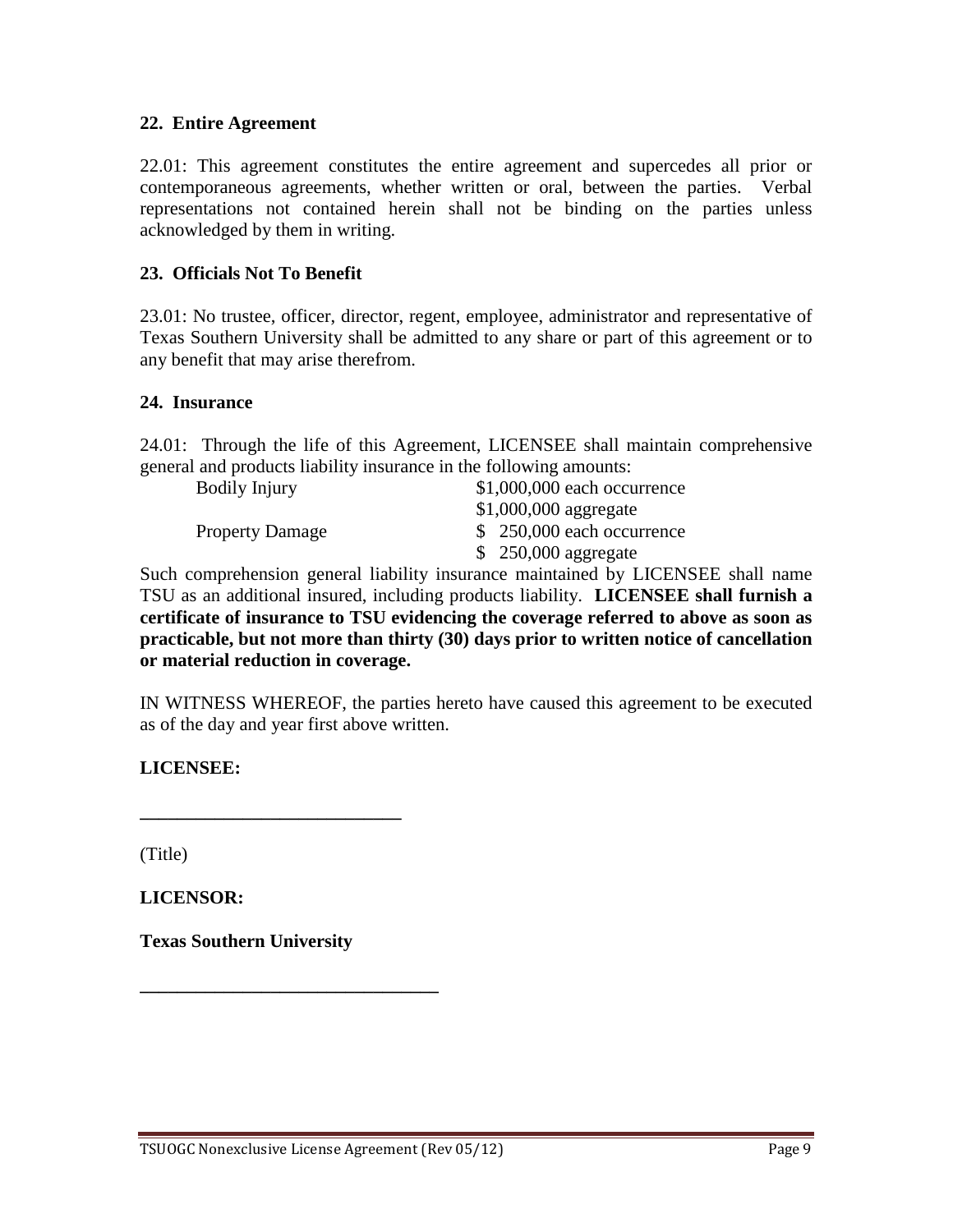**22. Entire Agreement**

22.01: This agreement constitutes the entire agreement and supercedes all prior or contemporaneous agreements, whether written or oral, between the parties. Verbal representations not contained herein shall not be binding on the parties unless acknowledged by them in writing.

**23. Officials Not To Benefit**

23.01: No trustee, officer, director, regent, employee, administrator and representative of Texas Southern University shall be admitted to any share or part of this agreement or to any benefit that may arise therefrom.

**24. Insurance**

24.01: Through the life of this Agreement, LICENSEE shall maintain comprehensive general and products liability insurance in the following amounts:

| | |
|---|---|
| Bodily Injury | \$1,000,000 each occurrence |
| | \$1,000,000 aggregate |
| Property Damage | \$ 250,000 each occurrence |
| | \$ 250,000 aggregate |

Such comprehension general liability insurance maintained by LICENSEE shall name TSU as an additional insured, including products liability. **LICENSEE shall furnish a certificate of insurance to TSU evidencing the coverage referred to above as soon as practicable, but not more than thirty (30) days prior to written notice of cancellation or material reduction in coverage.**

IN WITNESS WHEREOF, the parties hereto have caused this agreement to be executed as of the day and year first above written.

**LICENSEE:**

\_\_\_\_\_\_\_\_\_\_\_\_\_\_\_\_\_\_\_\_\_\_\_\_\_\_\_\_

(Title)

**LICENSOR:**

**Texas Southern University**

\_\_\_\_\_\_\_\_\_\_\_\_\_\_\_\_\_\_\_\_\_\_\_\_\_\_\_\_\_\_\_\_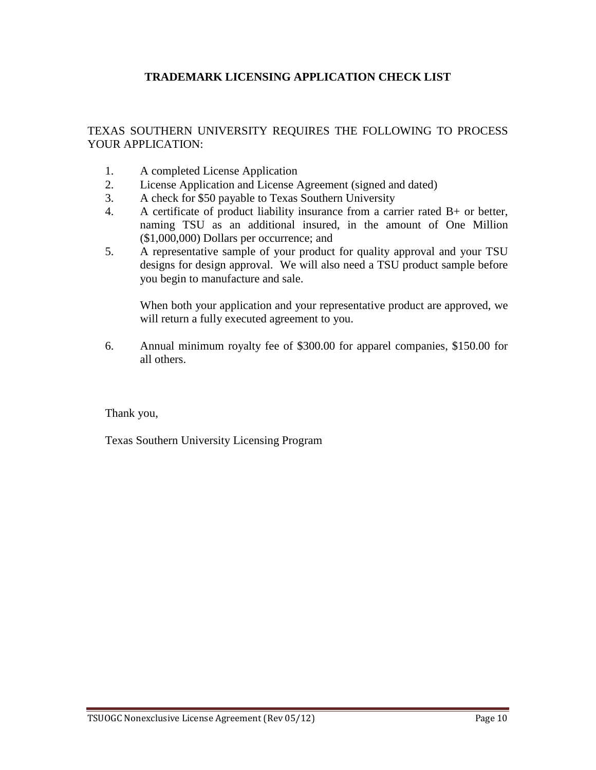## TRADEMARK LICENSING APPLICATION CHECK LIST

TEXAS SOUTHERN UNIVERSITY REQUIRES THE FOLLOWING TO PROCESS YOUR APPLICATION:

1. A completed License Application
2. License Application and License Agreement (signed and dated)
3. A check for $50 payable to Texas Southern University
4. A certificate of product liability insurance from a carrier rated B+ or better, naming TSU as an additional insured, in the amount of One Million ($1,000,000) Dollars per occurrence; and
5. A representative sample of your product for quality approval and your TSU designs for design approval. We will also need a TSU product sample before you begin to manufacture and sale.

   When both your application and your representative product are approved, we will return a fully executed agreement to you.

6. Annual minimum royalty fee of $300.00 for apparel companies, $150.00 for all others.

Thank you,

Texas Southern University Licensing Program